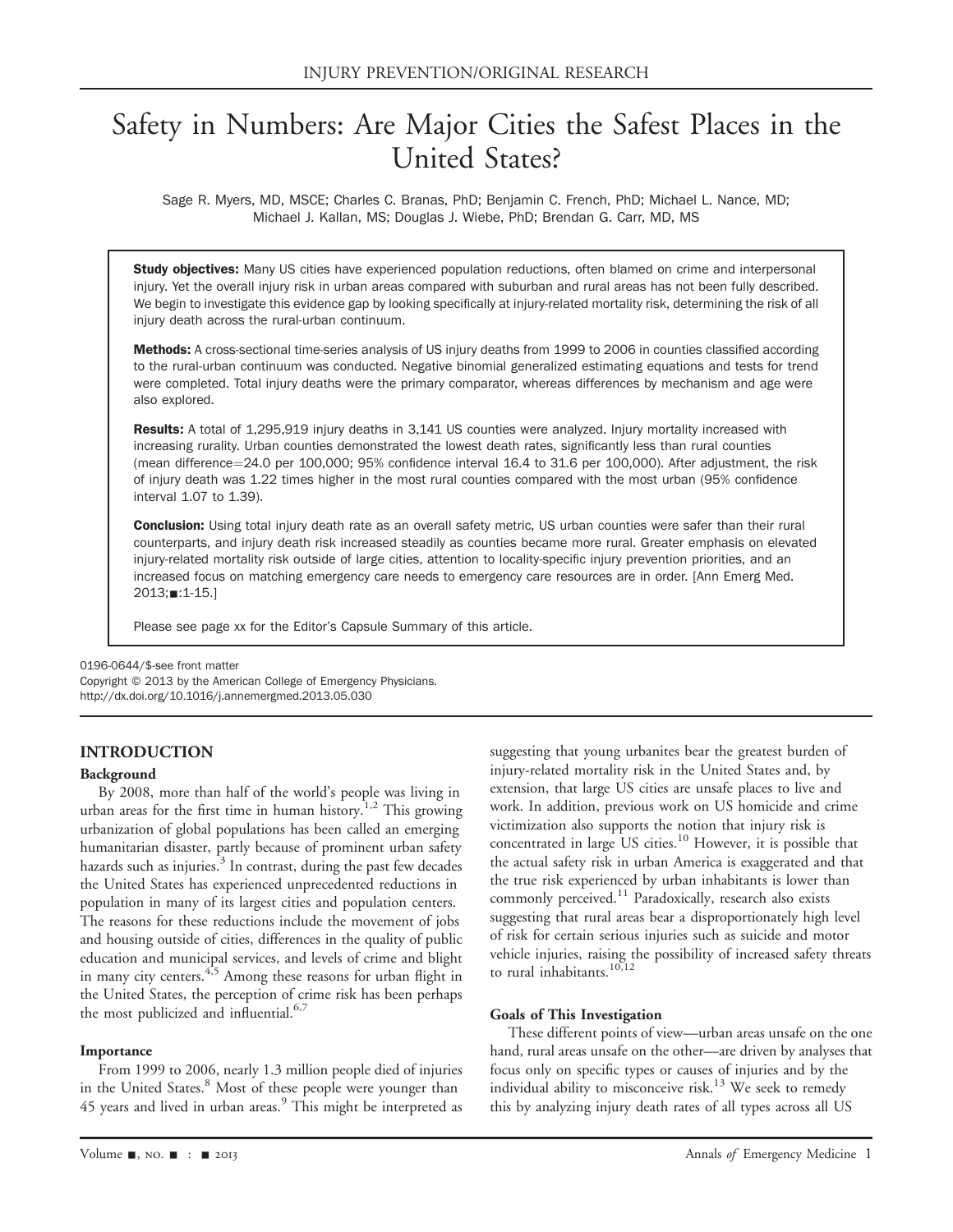INJURY PREVENTION/ORIGINAL RESEARCH

# Safety in Numbers: Are Major Cities the Safest Places in the United States?

Sage R. Myers, MD, MSCE; Charles C. Branas, PhD; Benjamin C. French, PhD; Michael L. Nance, MD; Michael J. Kallan, MS; Douglas J. Wiebe, PhD; Brendan G. Carr, MD, MS

**Study objectives:** Many US cities have experienced population reductions, often blamed on crime and interpersonal injury. Yet the overall injury risk in urban areas compared with suburban and rural areas has not been fully described. We begin to investigate this evidence gap by looking specifically at injury-related mortality risk, determining the risk of all injury death across the rural-urban continuum.

**Methods:** A cross-sectional time-series analysis of US injury deaths from 1999 to 2006 in counties classified according to the rural-urban continuum was conducted. Negative binomial generalized estimating equations and tests for trend were completed. Total injury deaths were the primary comparator, whereas differences by mechanism and age were also explored.

**Results:** A total of 1,295,919 injury deaths in 3,141 US counties were analyzed. Injury mortality increased with increasing rurality. Urban counties demonstrated the lowest death rates, significantly less than rural counties (mean difference=24.0 per 100,000; 95% confidence interval 16.4 to 31.6 per 100,000). After adjustment, the risk of injury death was 1.22 times higher in the most rural counties compared with the most urban (95% confidence interval 1.07 to 1.39).

**Conclusion:** Using total injury death rate as an overall safety metric, US urban counties were safer than their rural counterparts, and injury death risk increased steadily as counties became more rural. Greater emphasis on elevated injury-related mortality risk outside of large cities, attention to locality-specific injury prevention priorities, and an increased focus on matching emergency care needs to emergency care resources are in order. [Ann Emerg Med. 2013;■:1-15.]

Please see page xx for the Editor's Capsule Summary of this article.

0196-0644/$-see front matter
Copyright © 2013 by the American College of Emergency Physicians.
http://dx.doi.org/10.1016/j.annemergmed.2013.05.030

## INTRODUCTION

### Background

By 2008, more than half of the world's people was living in urban areas for the first time in human history.[1,2] This growing urbanization of global populations has been called an emerging humanitarian disaster, partly because of prominent urban safety hazards such as injuries.[3] In contrast, during the past few decades the United States has experienced unprecedented reductions in population in many of its largest cities and population centers. The reasons for these reductions include the movement of jobs and housing outside of cities, differences in the quality of public education and municipal services, and levels of crime and blight in many city centers.[4,5] Among these reasons for urban flight in the United States, the perception of crime risk has been perhaps the most publicized and influential.[6,7]

### Importance

From 1999 to 2006, nearly 1.3 million people died of injuries in the United States.[8] Most of these people were younger than 45 years and lived in urban areas.[9] This might be interpreted as suggesting that young urbanites bear the greatest burden of injury-related mortality risk in the United States and, by extension, that large US cities are unsafe places to live and work. In addition, previous work on US homicide and crime victimization also supports the notion that injury risk is concentrated in large US cities.[10] However, it is possible that the actual safety risk in urban America is exaggerated and that the true risk experienced by urban inhabitants is lower than commonly perceived.[11] Paradoxically, research also exists suggesting that rural areas bear a disproportionately high level of risk for certain serious injuries such as suicide and motor vehicle injuries, raising the possibility of increased safety threats to rural inhabitants.[10,12]

### Goals of This Investigation

These different points of view—urban areas unsafe on the one hand, rural areas unsafe on the other—are driven by analyses that focus only on specific types or causes of injuries and by the individual ability to misconceive risk.[13] We seek to remedy this by analyzing injury death rates of all types across all US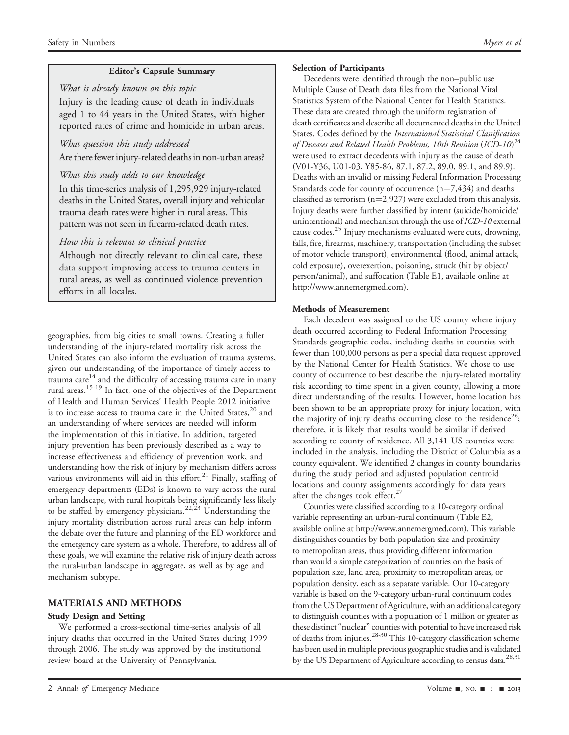**Editor's Capsule Summary**

*What is already known on this topic*

Injury is the leading cause of death in individuals aged 1 to 44 years in the United States, with higher reported rates of crime and homicide in urban areas.

*What question this study addressed*

Are there fewer injury-related deaths in non-urban areas?

*What this study adds to our knowledge*

In this time-series analysis of 1,295,929 injury-related deaths in the United States, overall injury and vehicular trauma death rates were higher in rural areas. This pattern was not seen in firearm-related death rates.

*How this is relevant to clinical practice*

Although not directly relevant to clinical care, these data support improving access to trauma centers in rural areas, as well as continued violence prevention efforts in all locales.

geographies, from big cities to small towns. Creating a fuller understanding of the injury-related mortality risk across the United States can also inform the evaluation of trauma systems, given our understanding of the importance of timely access to trauma care[14] and the difficulty of accessing trauma care in many rural areas.[15-19] In fact, one of the objectives of the Department of Health and Human Services' Health People 2012 initiative is to increase access to trauma care in the United States,[20] and an understanding of where services are needed will inform the implementation of this initiative. In addition, targeted injury prevention has been previously described as a way to increase effectiveness and efficiency of prevention work, and understanding how the risk of injury by mechanism differs across various environments will aid in this effort.[21] Finally, staffing of emergency departments (EDs) is known to vary across the rural urban landscape, with rural hospitals being significantly less likely to be staffed by emergency physicians.[22,23] Understanding the injury mortality distribution across rural areas can help inform the debate over the future and planning of the ED workforce and the emergency care system as a whole. Therefore, to address all of these goals, we will examine the relative risk of injury death across the rural-urban landscape in aggregate, as well as by age and mechanism subtype.

## MATERIALS AND METHODS

### Study Design and Setting

We performed a cross-sectional time-series analysis of all injury deaths that occurred in the United States during 1999 through 2006. The study was approved by the institutional review board at the University of Pennsylvania.

### Selection of Participants

Decedents were identified through the non–public use Multiple Cause of Death data files from the National Vital Statistics System of the National Center for Health Statistics. These data are created through the uniform registration of death certificates and describe all documented deaths in the United States. Codes defined by the *International Statistical Classification of Diseases and Related Health Problems, 10th Revision* (*ICD-10*)[24] were used to extract decedents with injury as the cause of death (V01-Y36, U01-03, Y85-86, 87.1, 87.2, 89.0, 89.1, and 89.9). Deaths with an invalid or missing Federal Information Processing Standards code for county of occurrence (n=7,434) and deaths classified as terrorism (n=2,927) were excluded from this analysis. Injury deaths were further classified by intent (suicide/homicide/unintentional) and mechanism through the use of *ICD-10* external cause codes.[25] Injury mechanisms evaluated were cuts, drowning, falls, fire, firearms, machinery, transportation (including the subset of motor vehicle transport), environmental (flood, animal attack, cold exposure), overexertion, poisoning, struck (hit by object/person/animal), and suffocation (Table E1, available online at http://www.annemergmed.com).

### Methods of Measurement

Each decedent was assigned to the US county where injury death occurred according to Federal Information Processing Standards geographic codes, including deaths in counties with fewer than 100,000 persons as per a special data request approved by the National Center for Health Statistics. We chose to use county of occurrence to best describe the injury-related mortality risk according to time spent in a given county, allowing a more direct understanding of the results. However, home location has been shown to be an appropriate proxy for injury location, with the majority of injury deaths occurring close to the residence[26]; therefore, it is likely that results would be similar if derived according to county of residence. All 3,141 US counties were included in the analysis, including the District of Columbia as a county equivalent. We identified 2 changes in county boundaries during the study period and adjusted population centroid locations and county assignments accordingly for data years after the changes took effect.[27]

Counties were classified according to a 10-category ordinal variable representing an urban-rural continuum (Table E2, available online at http://www.annemergmed.com). This variable distinguishes counties by both population size and proximity to metropolitan areas, thus providing different information than would a simple categorization of counties on the basis of population size, land area, proximity to metropolitan areas, or population density, each as a separate variable. Our 10-category variable is based on the 9-category urban-rural continuum codes from the US Department of Agriculture, with an additional category to distinguish counties with a population of 1 million or greater as these distinct "nuclear" counties with potential to have increased risk of deaths from injuries.[28-30] This 10-category classification scheme has been used in multiple previous geographic studies and is validated by the US Department of Agriculture according to census data.[28,31]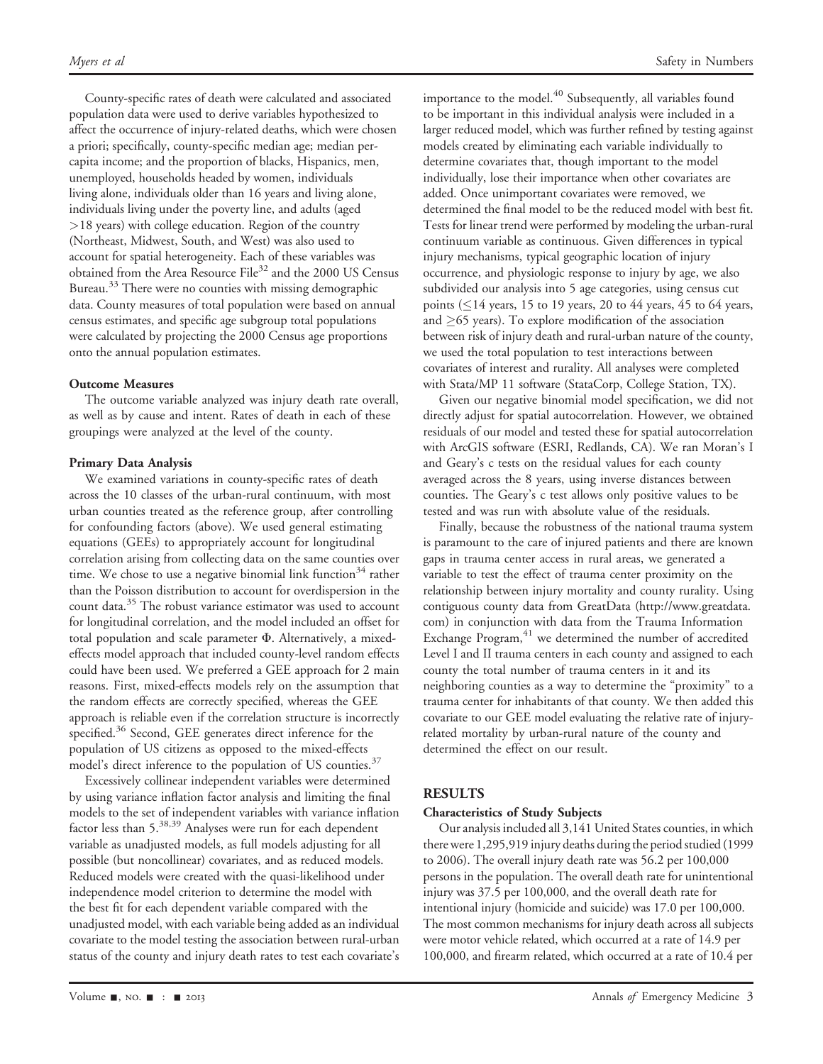County-specific rates of death were calculated and associated population data were used to derive variables hypothesized to affect the occurrence of injury-related deaths, which were chosen a priori; specifically, county-specific median age; median per-capita income; and the proportion of blacks, Hispanics, men, unemployed, households headed by women, individuals living alone, individuals older than 16 years and living alone, individuals living under the poverty line, and adults (aged >18 years) with college education. Region of the country (Northeast, Midwest, South, and West) was also used to account for spatial heterogeneity. Each of these variables was obtained from the Area Resource File[32] and the 2000 US Census Bureau.[33] There were no counties with missing demographic data. County measures of total population were based on annual census estimates, and specific age subgroup total populations were calculated by projecting the 2000 Census age proportions onto the annual population estimates.

**Outcome Measures**

The outcome variable analyzed was injury death rate overall, as well as by cause and intent. Rates of death in each of these groupings were analyzed at the level of the county.

**Primary Data Analysis**

We examined variations in county-specific rates of death across the 10 classes of the urban-rural continuum, with most urban counties treated as the reference group, after controlling for confounding factors (above). We used general estimating equations (GEEs) to appropriately account for longitudinal correlation arising from collecting data on the same counties over time. We chose to use a negative binomial link function[34] rather than the Poisson distribution to account for overdispersion in the count data.[35] The robust variance estimator was used to account for longitudinal correlation, and the model included an offset for total population and scale parameter $\Phi$. Alternatively, a mixed-effects model approach that included county-level random effects could have been used. We preferred a GEE approach for 2 main reasons. First, mixed-effects models rely on the assumption that the random effects are correctly specified, whereas the GEE approach is reliable even if the correlation structure is incorrectly specified.[36] Second, GEE generates direct inference for the population of US citizens as opposed to the mixed-effects model's direct inference to the population of US counties.[37]

Excessively collinear independent variables were determined by using variance inflation factor analysis and limiting the final models to the set of independent variables with variance inflation factor less than 5.[38,39] Analyses were run for each dependent variable as unadjusted models, as full models adjusting for all possible (but noncollinear) covariates, and as reduced models. Reduced models were created with the quasi-likelihood under independence model criterion to determine the model with the best fit for each dependent variable compared with the unadjusted model, with each variable being added as an individual covariate to the model testing the association between rural-urban status of the county and injury death rates to test each covariate's importance to the model.[40] Subsequently, all variables found to be important in this individual analysis were included in a larger reduced model, which was further refined by testing against models created by eliminating each variable individually to determine covariates that, though important to the model individually, lose their importance when other covariates are added. Once unimportant covariates were removed, we determined the final model to be the reduced model with best fit. Tests for linear trend were performed by modeling the urban-rural continuum variable as continuous. Given differences in typical injury mechanisms, typical geographic location of injury occurrence, and physiologic response to injury by age, we also subdivided our analysis into 5 age categories, using census cut points (≤14 years, 15 to 19 years, 20 to 44 years, 45 to 64 years, and ≥65 years). To explore modification of the association between risk of injury death and rural-urban nature of the county, we used the total population to test interactions between covariates of interest and rurality. All analyses were completed with Stata/MP 11 software (StataCorp, College Station, TX).

Given our negative binomial model specification, we did not directly adjust for spatial autocorrelation. However, we obtained residuals of our model and tested these for spatial autocorrelation with ArcGIS software (ESRI, Redlands, CA). We ran Moran's I and Geary's c tests on the residual values for each county averaged across the 8 years, using inverse distances between counties. The Geary's c test allows only positive values to be tested and was run with absolute value of the residuals.

Finally, because the robustness of the national trauma system is paramount to the care of injured patients and there are known gaps in trauma center access in rural areas, we generated a variable to test the effect of trauma center proximity on the relationship between injury mortality and county rurality. Using contiguous county data from GreatData (http://www.greatdata.com) in conjunction with data from the Trauma Information Exchange Program,[41] we determined the number of accredited Level I and II trauma centers in each county and assigned to each county the total number of trauma centers in it and its neighboring counties as a way to determine the "proximity" to a trauma center for inhabitants of that county. We then added this covariate to our GEE model evaluating the relative rate of injury-related mortality by urban-rural nature of the county and determined the effect on our result.

## RESULTS

**Characteristics of Study Subjects**

Our analysis included all 3,141 United States counties, in which there were 1,295,919 injury deaths during the period studied (1999 to 2006). The overall injury death rate was 56.2 per 100,000 persons in the population. The overall death rate for unintentional injury was 37.5 per 100,000, and the overall death rate for intentional injury (homicide and suicide) was 17.0 per 100,000. The most common mechanisms for injury death across all subjects were motor vehicle related, which occurred at a rate of 14.9 per 100,000, and firearm related, which occurred at a rate of 10.4 per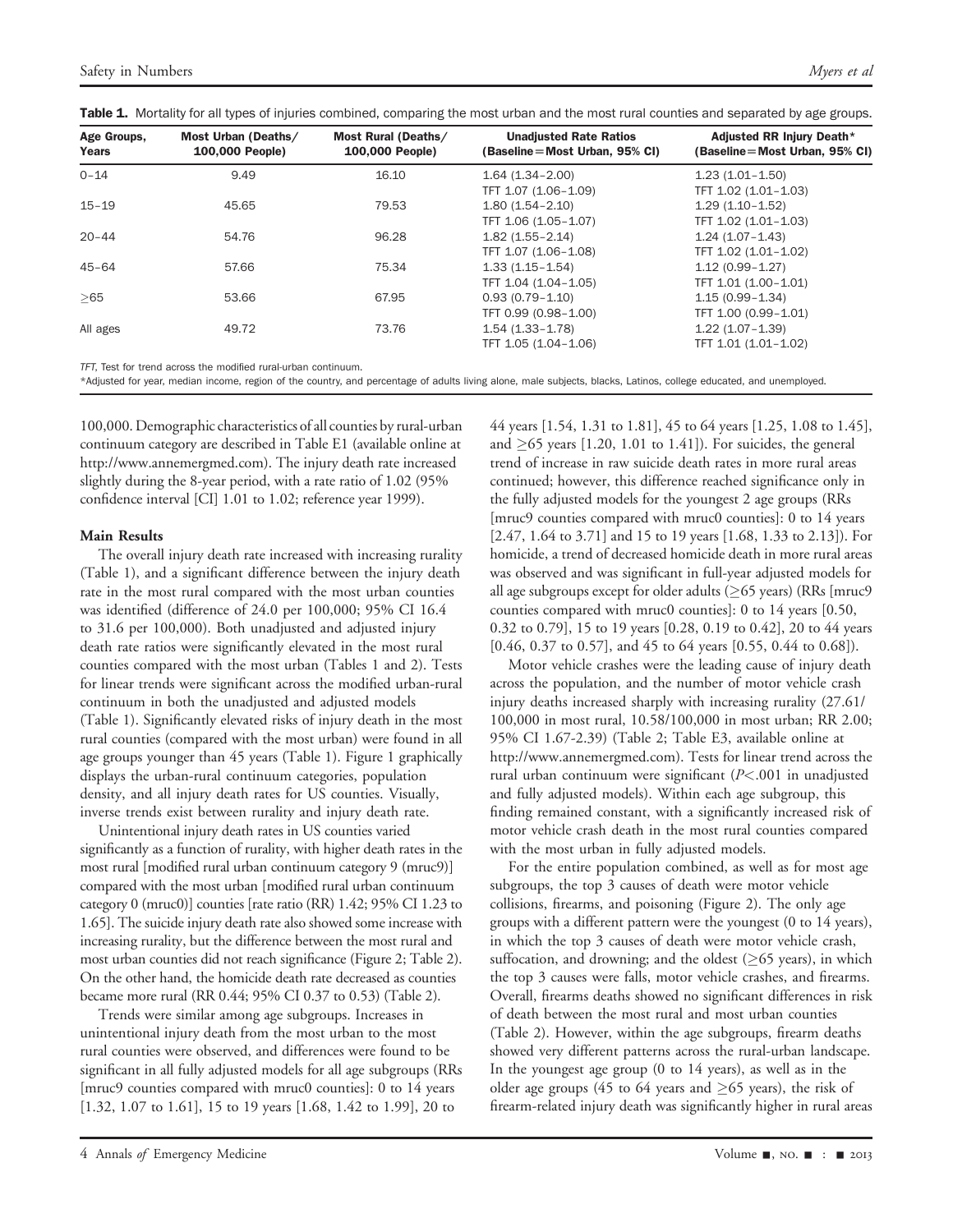**Table 1.** Mortality for all types of injuries combined, comparing the most urban and the most rural counties and separated by age groups.

| Age Groups, Years | Most Urban (Deaths/ 100,000 People) | Most Rural (Deaths/ 100,000 People) | Unadjusted Rate Ratios (Baseline=Most Urban, 95% CI) | Adjusted RR Injury Death* (Baseline=Most Urban, 95% CI) |
|---|---|---|---|---|
| 0–14 | 9.49 | 16.10 | 1.64 (1.34–2.00) | 1.23 (1.01–1.50) |
| | | | TFT 1.07 (1.06–1.09) | TFT 1.02 (1.01–1.03) |
| 15–19 | 45.65 | 79.53 | 1.80 (1.54–2.10) | 1.29 (1.10–1.52) |
| | | | TFT 1.06 (1.05–1.07) | TFT 1.02 (1.01–1.03) |
| 20–44 | 54.76 | 96.28 | 1.82 (1.55–2.14) | 1.24 (1.07–1.43) |
| | | | TFT 1.07 (1.06–1.08) | TFT 1.02 (1.01–1.02) |
| 45–64 | 57.66 | 75.34 | 1.33 (1.15–1.54) | 1.12 (0.99–1.27) |
| | | | TFT 1.04 (1.04–1.05) | TFT 1.01 (1.00–1.01) |
| ≥65 | 53.66 | 67.95 | 0.93 (0.79–1.10) | 1.15 (0.99–1.34) |
| | | | TFT 0.99 (0.98–1.00) | TFT 1.00 (0.99–1.01) |
| All ages | 49.72 | 73.76 | 1.54 (1.33–1.78) | 1.22 (1.07–1.39) |
| | | | TFT 1.05 (1.04–1.06) | TFT 1.01 (1.01–1.02) |

*TFT*, Test for trend across the modified rural-urban continuum.
*Adjusted for year, median income, region of the country, and percentage of adults living alone, male subjects, blacks, Latinos, college educated, and unemployed.

100,000. Demographic characteristics of all counties by rural-urban continuum category are described in Table E1 (available online at http://www.annemergmed.com). The injury death rate increased slightly during the 8-year period, with a rate ratio of 1.02 (95% confidence interval [CI] 1.01 to 1.02; reference year 1999).

### Main Results

The overall injury death rate increased with increasing rurality (Table 1), and a significant difference between the injury death rate in the most rural compared with the most urban counties was identified (difference of 24.0 per 100,000; 95% CI 16.4 to 31.6 per 100,000). Both unadjusted and adjusted injury death rate ratios were significantly elevated in the most rural counties compared with the most urban (Tables 1 and 2). Tests for linear trends were significant across the modified urban-rural continuum in both the unadjusted and adjusted models (Table 1). Significantly elevated risks of injury death in the most rural counties (compared with the most urban) were found in all age groups younger than 45 years (Table 1). Figure 1 graphically displays the urban-rural continuum categories, population density, and all injury death rates for US counties. Visually, inverse trends exist between rurality and injury death rate.

Unintentional injury death rates in US counties varied significantly as a function of rurality, with higher death rates in the most rural [modified rural urban continuum category 9 (mruc9)] compared with the most urban [modified rural urban continuum category 0 (mruc0)] counties [rate ratio (RR) 1.42; 95% CI 1.23 to 1.65]. The suicide injury death rate also showed some increase with increasing rurality, but the difference between the most rural and most urban counties did not reach significance (Figure 2; Table 2). On the other hand, the homicide death rate decreased as counties became more rural (RR 0.44; 95% CI 0.37 to 0.53) (Table 2).

Trends were similar among age subgroups. Increases in unintentional injury death from the most urban to the most rural counties were observed, and differences were found to be significant in all fully adjusted models for all age subgroups (RRs [mruc9 counties compared with mruc0 counties]: 0 to 14 years [1.32, 1.07 to 1.61], 15 to 19 years [1.68, 1.42 to 1.99], 20 to 44 years [1.54, 1.31 to 1.81], 45 to 64 years [1.25, 1.08 to 1.45], and ≥65 years [1.20, 1.01 to 1.41]). For suicides, the general trend of increase in raw suicide death rates in more rural areas continued; however, this difference reached significance only in the fully adjusted models for the youngest 2 age groups (RRs [mruc9 counties compared with mruc0 counties]: 0 to 14 years [2.47, 1.64 to 3.71] and 15 to 19 years [1.68, 1.33 to 2.13]). For homicide, a trend of decreased homicide death in more rural areas was observed and was significant in full-year adjusted models for all age subgroups except for older adults (≥65 years) (RRs [mruc9 counties compared with mruc0 counties]: 0 to 14 years [0.50, 0.32 to 0.79], 15 to 19 years [0.28, 0.19 to 0.42], 20 to 44 years [0.46, 0.37 to 0.57], and 45 to 64 years [0.55, 0.44 to 0.68]).

Motor vehicle crashes were the leading cause of injury death across the population, and the number of motor vehicle crash injury deaths increased sharply with increasing rurality (27.61/100,000 in most rural, 10.58/100,000 in most urban; RR 2.00; 95% CI 1.67-2.39) (Table 2; Table E3, available online at http://www.annemergmed.com). Tests for linear trend across the rural urban continuum were significant ($P<.001$ in unadjusted and fully adjusted models). Within each age subgroup, this finding remained constant, with a significantly increased risk of motor vehicle crash death in the most rural counties compared with the most urban in fully adjusted models.

For the entire population combined, as well as for most age subgroups, the top 3 causes of death were motor vehicle collisions, firearms, and poisoning (Figure 2). The only age groups with a different pattern were the youngest (0 to 14 years), in which the top 3 causes of death were motor vehicle crash, suffocation, and drowning; and the oldest (≥65 years), in which the top 3 causes were falls, motor vehicle crashes, and firearms. Overall, firearms deaths showed no significant differences in risk of death between the most rural and most urban counties (Table 2). However, within the age subgroups, firearm deaths showed very different patterns across the rural-urban landscape. In the youngest age group (0 to 14 years), as well as in the older age groups (45 to 64 years and ≥65 years), the risk of firearm-related injury death was significantly higher in rural areas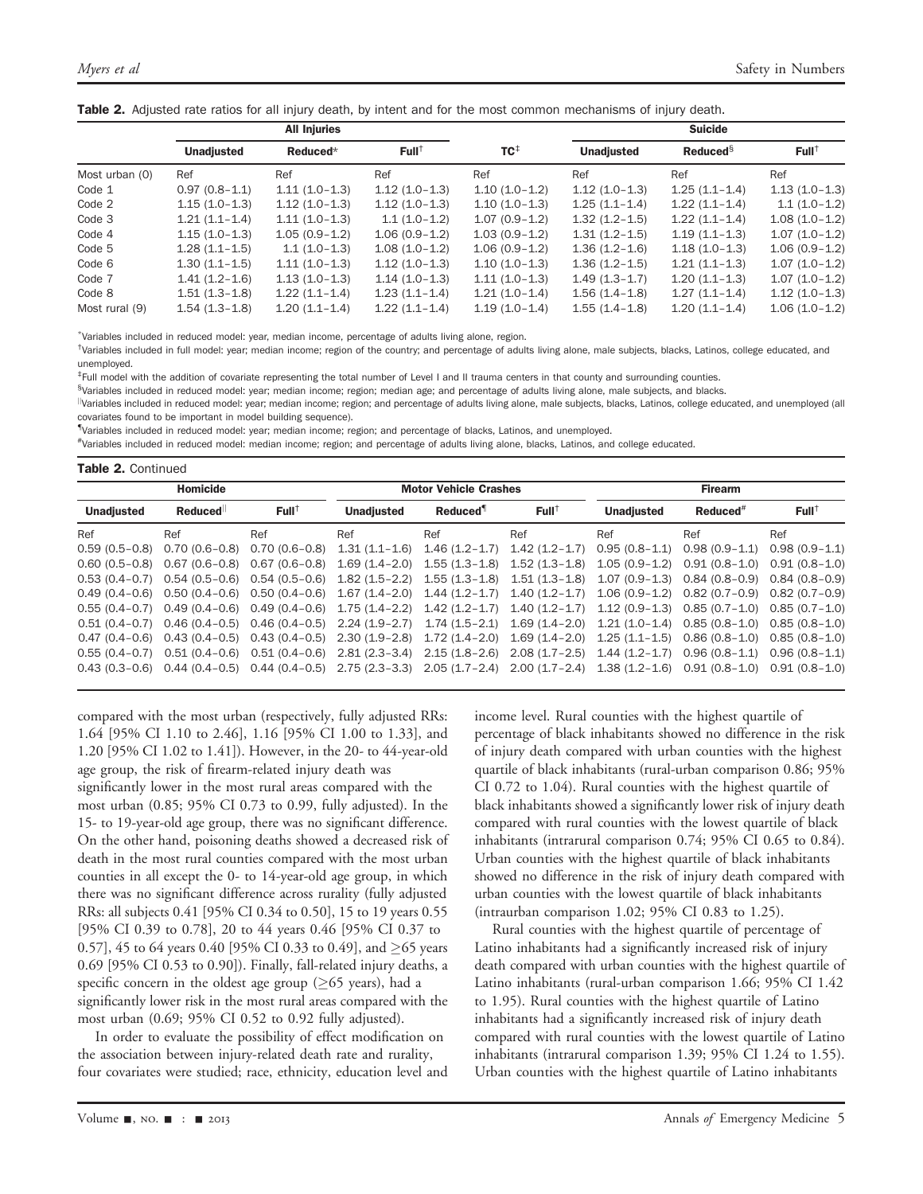**Table 2.** Adjusted rate ratios for all injury death, by intent and for the most common mechanisms of injury death.

| | All Injuries | | | | Suicide | | |
|---|---|---|---|---|---|---|---|
| | Unadjusted | Reduced* | Full† | TC‡ | Unadjusted | Reduced§ | Full† |
| Most urban (0) | Ref | Ref | Ref | Ref | Ref | Ref | Ref |
| Code 1 | 0.97 (0.8–1.1) | 1.11 (1.0–1.3) | 1.12 (1.0–1.3) | 1.10 (1.0–1.2) | 1.12 (1.0–1.3) | 1.25 (1.1–1.4) | 1.13 (1.0–1.3) |
| Code 2 | 1.15 (1.0–1.3) | 1.12 (1.0–1.3) | 1.12 (1.0–1.3) | 1.10 (1.0–1.3) | 1.25 (1.1–1.4) | 1.22 (1.1–1.4) | 1.1 (1.0–1.2) |
| Code 3 | 1.21 (1.1–1.4) | 1.11 (1.0–1.3) | 1.1 (1.0–1.2) | 1.07 (0.9–1.2) | 1.32 (1.2–1.5) | 1.22 (1.1–1.4) | 1.08 (1.0–1.2) |
| Code 4 | 1.15 (1.0–1.3) | 1.05 (0.9–1.2) | 1.06 (0.9–1.2) | 1.03 (0.9–1.2) | 1.31 (1.2–1.5) | 1.19 (1.1–1.3) | 1.07 (1.0–1.2) |
| Code 5 | 1.28 (1.1–1.5) | 1.1 (1.0–1.3) | 1.08 (1.0–1.2) | 1.06 (0.9–1.2) | 1.36 (1.2–1.6) | 1.18 (1.0–1.3) | 1.06 (0.9–1.2) |
| Code 6 | 1.30 (1.1–1.5) | 1.11 (1.0–1.3) | 1.12 (1.0–1.3) | 1.10 (1.0–1.3) | 1.36 (1.2–1.5) | 1.21 (1.1–1.3) | 1.07 (1.0–1.2) |
| Code 7 | 1.41 (1.2–1.6) | 1.13 (1.0–1.3) | 1.14 (1.0–1.3) | 1.11 (1.0–1.3) | 1.49 (1.3–1.7) | 1.20 (1.1–1.3) | 1.07 (1.0–1.2) |
| Code 8 | 1.51 (1.3–1.8) | 1.22 (1.1–1.4) | 1.23 (1.1–1.4) | 1.21 (1.0–1.4) | 1.56 (1.4–1.8) | 1.27 (1.1–1.4) | 1.12 (1.0–1.3) |
| Most rural (9) | 1.54 (1.3–1.8) | 1.20 (1.1–1.4) | 1.22 (1.1–1.4) | 1.19 (1.0–1.4) | 1.55 (1.4–1.8) | 1.20 (1.1–1.4) | 1.06 (1.0–1.2) |

*Variables included in reduced model: year, median income, percentage of adults living alone, region.
†Variables included in full model: year; median income; region of the country; and percentage of adults living alone, male subjects, blacks, Latinos, college educated, and unemployed.
‡Full model with the addition of covariate representing the total number of Level I and II trauma centers in that county and surrounding counties.
§Variables included in reduced model: year; median income; region; median age; and percentage of adults living alone, male subjects, and blacks.
||Variables included in reduced model: year; median income; region; and percentage of adults living alone, male subjects, blacks, Latinos, college educated, and unemployed (all covariates found to be important in model building sequence).
¶Variables included in reduced model: year; median income; region; and percentage of blacks, Latinos, and unemployed.
#Variables included in reduced model: median income; region; and percentage of adults living alone, blacks, Latinos, and college educated.

**Table 2.** Continued

| Homicide | | | Motor Vehicle Crashes | | | Firearm | | |
|---|---|---|---|---|---|---|---|---|
| Unadjusted | Reduced‖ | Full† | Unadjusted | Reduced¶ | Full† | Unadjusted | Reduced# | Full† |
| Ref | Ref | Ref | Ref | Ref | Ref | Ref | Ref | Ref |
| 0.59 (0.5–0.8) | 0.70 (0.6–0.8) | 0.70 (0.6–0.8) | 1.31 (1.1–1.6) | 1.46 (1.2–1.7) | 1.42 (1.2–1.7) | 0.95 (0.8–1.1) | 0.98 (0.9–1.1) | 0.98 (0.9–1.1) |
| 0.60 (0.5–0.8) | 0.67 (0.6–0.8) | 0.67 (0.6–0.8) | 1.69 (1.4–2.0) | 1.55 (1.3–1.8) | 1.52 (1.3–1.8) | 1.05 (0.9–1.2) | 0.91 (0.8–1.0) | 0.91 (0.8–1.0) |
| 0.53 (0.4–0.7) | 0.54 (0.5–0.6) | 0.54 (0.5–0.6) | 1.82 (1.5–2.2) | 1.55 (1.3–1.8) | 1.51 (1.3–1.8) | 1.07 (0.9–1.3) | 0.84 (0.8–0.9) | 0.84 (0.8–0.9) |
| 0.49 (0.4–0.6) | 0.50 (0.4–0.6) | 0.50 (0.4–0.6) | 1.67 (1.4–2.0) | 1.44 (1.2–1.7) | 1.40 (1.2–1.7) | 1.06 (0.9–1.2) | 0.82 (0.7–0.9) | 0.82 (0.7–0.9) |
| 0.55 (0.4–0.7) | 0.49 (0.4–0.6) | 0.49 (0.4–0.6) | 1.75 (1.4–2.2) | 1.42 (1.2–1.7) | 1.40 (1.2–1.7) | 1.12 (0.9–1.3) | 0.85 (0.7–1.0) | 0.85 (0.7–1.0) |
| 0.51 (0.4–0.7) | 0.46 (0.4–0.5) | 0.46 (0.4–0.5) | 2.24 (1.9–2.7) | 1.74 (1.5–2.1) | 1.69 (1.4–2.0) | 1.21 (1.0–1.4) | 0.85 (0.8–1.0) | 0.85 (0.8–1.0) |
| 0.47 (0.4–0.6) | 0.43 (0.4–0.5) | 0.43 (0.4–0.5) | 2.30 (1.9–2.8) | 1.72 (1.4–2.0) | 1.69 (1.4–2.0) | 1.25 (1.1–1.5) | 0.86 (0.8–1.0) | 0.85 (0.8–1.0) |
| 0.55 (0.4–0.7) | 0.51 (0.4–0.6) | 0.51 (0.4–0.6) | 2.81 (2.3–3.4) | 2.15 (1.8–2.6) | 2.08 (1.7–2.5) | 1.44 (1.2–1.7) | 0.96 (0.8–1.1) | 0.96 (0.8–1.1) |
| 0.43 (0.3–0.6) | 0.44 (0.4–0.5) | 0.44 (0.4–0.5) | 2.75 (2.3–3.3) | 2.05 (1.7–2.4) | 2.00 (1.7–2.4) | 1.38 (1.2–1.6) | 0.91 (0.8–1.0) | 0.91 (0.8–1.0) |

compared with the most urban (respectively, fully adjusted RRs: 1.64 [95% CI 1.10 to 2.46], 1.16 [95% CI 1.00 to 1.33], and 1.20 [95% CI 1.02 to 1.41]). However, in the 20- to 44-year-old age group, the risk of firearm-related injury death was significantly lower in the most rural areas compared with the most urban (0.85; 95% CI 0.73 to 0.99, fully adjusted). In the 15- to 19-year-old age group, there was no significant difference. On the other hand, poisoning deaths showed a decreased risk of death in the most rural counties compared with the most urban counties in all except the 0- to 14-year-old age group, in which there was no significant difference across rurality (fully adjusted RRs: all subjects 0.41 [95% CI 0.34 to 0.50], 15 to 19 years 0.55 [95% CI 0.39 to 0.78], 20 to 44 years 0.46 [95% CI 0.37 to 0.57], 45 to 64 years 0.40 [95% CI 0.33 to 0.49], and ≥65 years 0.69 [95% CI 0.53 to 0.90]). Finally, fall-related injury deaths, a specific concern in the oldest age group (≥65 years), had a significantly lower risk in the most rural areas compared with the most urban (0.69; 95% CI 0.52 to 0.92 fully adjusted).

In order to evaluate the possibility of effect modification on the association between injury-related death rate and rurality, four covariates were studied; race, ethnicity, education level and income level. Rural counties with the highest quartile of percentage of black inhabitants showed no difference in the risk of injury death compared with urban counties with the highest quartile of black inhabitants (rural-urban comparison 0.86; 95% CI 0.72 to 1.04). Rural counties with the highest quartile of black inhabitants showed a significantly lower risk of injury death compared with rural counties with the lowest quartile of black inhabitants (intrarural comparison 0.74; 95% CI 0.65 to 0.84). Urban counties with the highest quartile of black inhabitants showed no difference in the risk of injury death compared with urban counties with the lowest quartile of black inhabitants (intraurban comparison 1.02; 95% CI 0.83 to 1.25).

Rural counties with the highest quartile of percentage of Latino inhabitants had a significantly increased risk of injury death compared with urban counties with the highest quartile of Latino inhabitants (rural-urban comparison 1.66; 95% CI 1.42 to 1.95). Rural counties with the highest quartile of Latino inhabitants had a significantly increased risk of injury death compared with rural counties with the lowest quartile of Latino inhabitants (intrarural comparison 1.39; 95% CI 1.24 to 1.55). Urban counties with the highest quartile of Latino inhabitants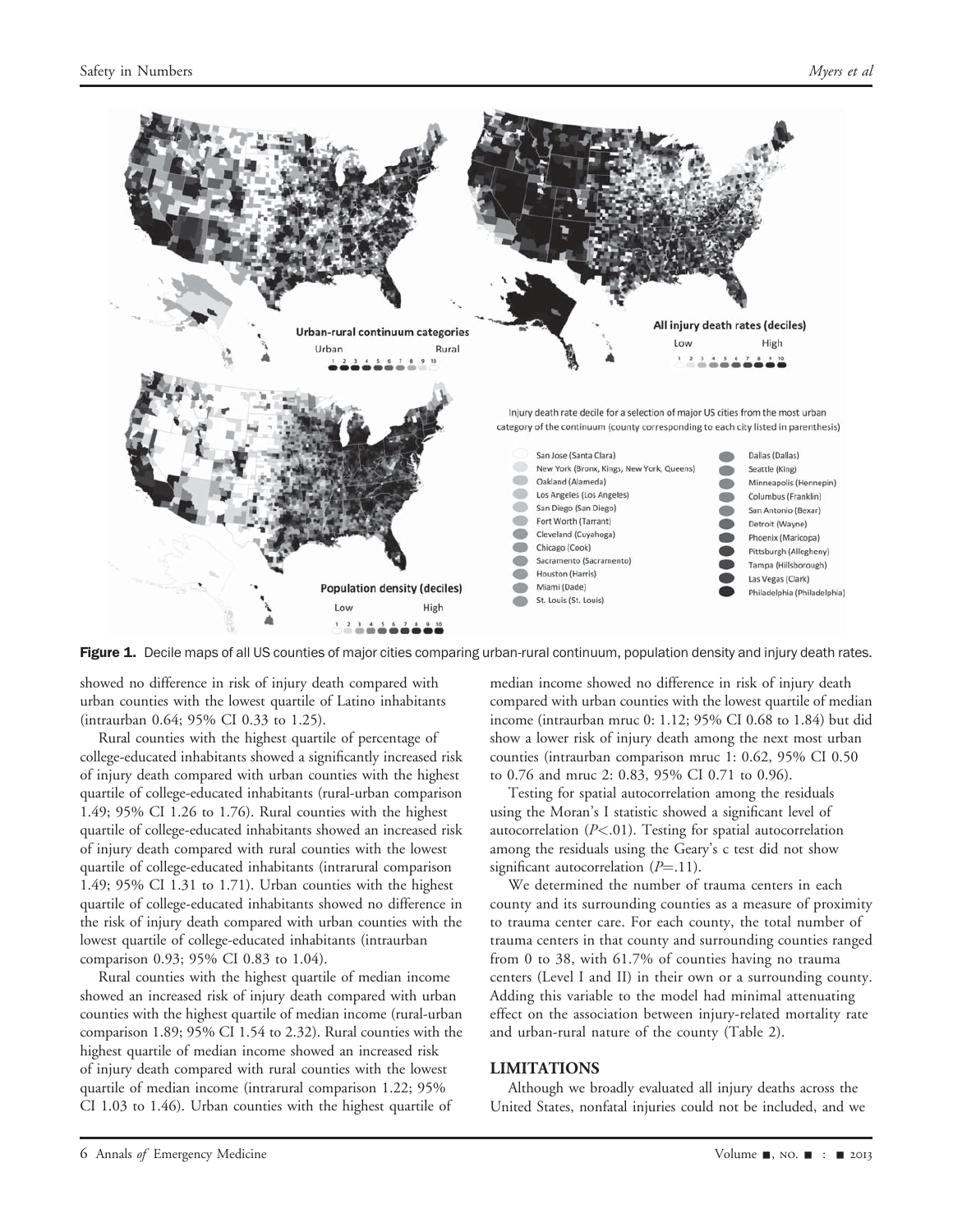Figure 1. Decile maps of all US counties of major cities comparing urban-rural continuum, population density and injury death rates.

showed no difference in risk of injury death compared with urban counties with the lowest quartile of Latino inhabitants (intraurban 0.64; 95% CI 0.33 to 1.25).

Rural counties with the highest quartile of percentage of college-educated inhabitants showed a significantly increased risk of injury death compared with urban counties with the highest quartile of college-educated inhabitants (rural-urban comparison 1.49; 95% CI 1.26 to 1.76). Rural counties with the highest quartile of college-educated inhabitants showed an increased risk of injury death compared with rural counties with the lowest quartile of college-educated inhabitants (intrarural comparison 1.49; 95% CI 1.31 to 1.71). Urban counties with the highest quartile of college-educated inhabitants showed no difference in the risk of injury death compared with urban counties with the lowest quartile of college-educated inhabitants (intraurban comparison 0.93; 95% CI 0.83 to 1.04).

Rural counties with the highest quartile of median income showed an increased risk of injury death compared with urban counties with the highest quartile of median income (rural-urban comparison 1.89; 95% CI 1.54 to 2.32). Rural counties with the highest quartile of median income showed an increased risk of injury death compared with rural counties with the lowest quartile of median income (intrarural comparison 1.22; 95% CI 1.03 to 1.46). Urban counties with the highest quartile of median income showed no difference in risk of injury death compared with urban counties with the lowest quartile of median income (intraurban mruc 0: 1.12; 95% CI 0.68 to 1.84) but did show a lower risk of injury death among the next most urban counties (intraurban comparison mruc 1: 0.62, 95% CI 0.50 to 0.76 and mruc 2: 0.83, 95% CI 0.71 to 0.96).

Testing for spatial autocorrelation among the residuals using the Moran's I statistic showed a significant level of autocorrelation ($P<.01$). Testing for spatial autocorrelation among the residuals using the Geary's c test did not show significant autocorrelation ($P=.11$).

We determined the number of trauma centers in each county and its surrounding counties as a measure of proximity to trauma center care. For each county, the total number of trauma centers in that county and surrounding counties ranged from 0 to 38, with 61.7% of counties having no trauma centers (Level I and II) in their own or a surrounding county. Adding this variable to the model had minimal attenuating effect on the association between injury-related mortality rate and urban-rural nature of the county (Table 2).

## LIMITATIONS

Although we broadly evaluated all injury deaths across the United States, nonfatal injuries could not be included, and we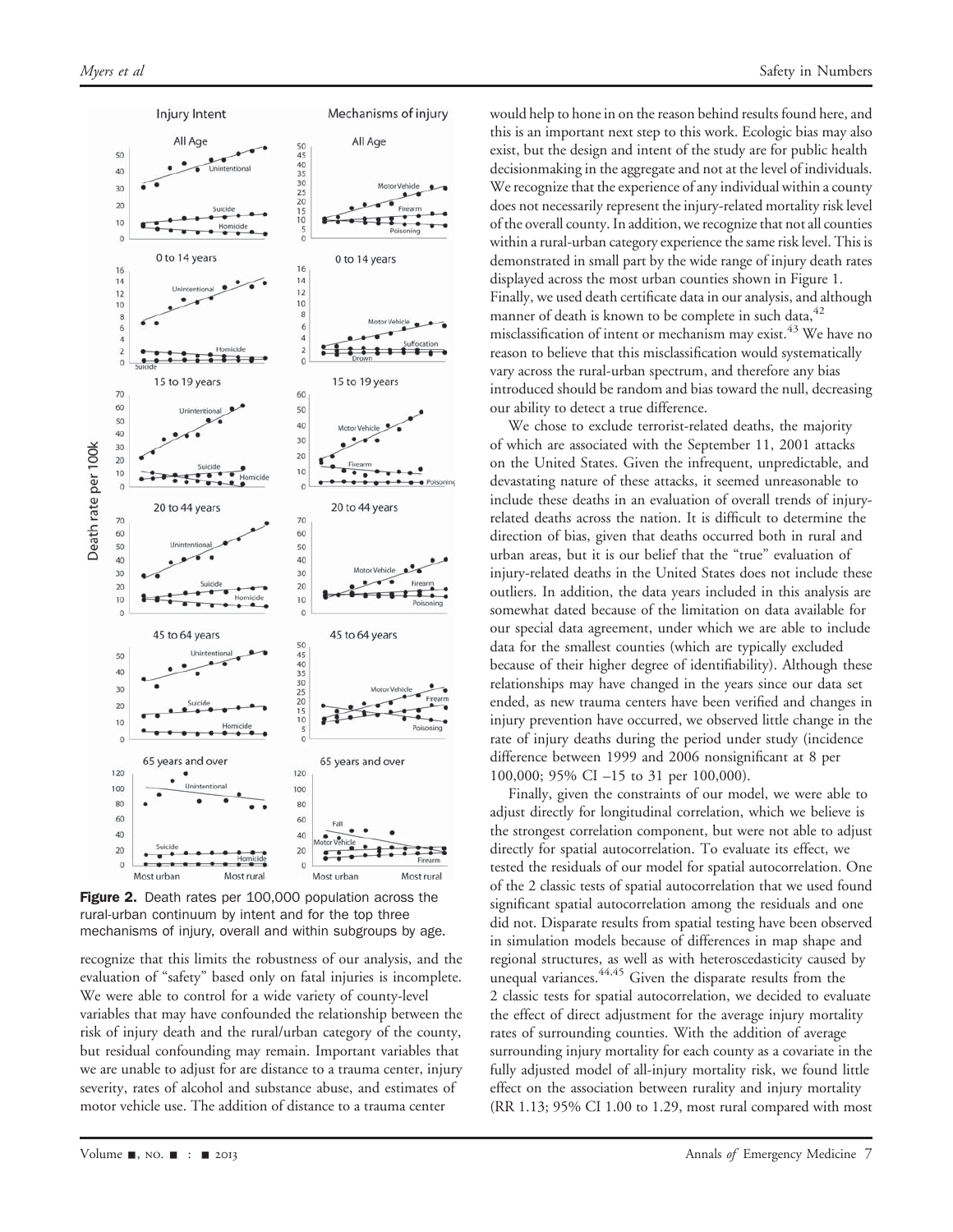Figure 2. Death rates per 100,000 population across the rural-urban continuum by intent and for the top three mechanisms of injury, overall and within subgroups by age.

recognize that this limits the robustness of our analysis, and the evaluation of "safety" based only on fatal injuries is incomplete. We were able to control for a wide variety of county-level variables that may have confounded the relationship between the risk of injury death and the rural/urban category of the county, but residual confounding may remain. Important variables that we are unable to adjust for are distance to a trauma center, injury severity, rates of alcohol and substance abuse, and estimates of motor vehicle use. The addition of distance to a trauma center would help to hone in on the reason behind results found here, and this is an important next step to this work. Ecologic bias may also exist, but the design and intent of the study are for public health decisionmaking in the aggregate and not at the level of individuals. We recognize that the experience of any individual within a county does not necessarily represent the injury-related mortality risk level of the overall county. In addition, we recognize that not all counties within a rural-urban category experience the same risk level. This is demonstrated in small part by the wide range of injury death rates displayed across the most urban counties shown in Figure 1. Finally, we used death certificate data in our analysis, and although manner of death is known to be complete in such data,[42] misclassification of intent or mechanism may exist.[43] We have no reason to believe that this misclassification would systematically vary across the rural-urban spectrum, and therefore any bias introduced should be random and bias toward the null, decreasing our ability to detect a true difference.

We chose to exclude terrorist-related deaths, the majority of which are associated with the September 11, 2001 attacks on the United States. Given the infrequent, unpredictable, and devastating nature of these attacks, it seemed unreasonable to include these deaths in an evaluation of overall trends of injury-related deaths across the nation. It is difficult to determine the direction of bias, given that deaths occurred both in rural and urban areas, but it is our belief that the "true" evaluation of injury-related deaths in the United States does not include these outliers. In addition, the data years included in this analysis are somewhat dated because of the limitation on data available for our special data agreement, under which we are able to include data for the smallest counties (which are typically excluded because of their higher degree of identifiability). Although these relationships may have changed in the years since our data set ended, as new trauma centers have been verified and changes in injury prevention have occurred, we observed little change in the rate of injury deaths during the period under study (incidence difference between 1999 and 2006 nonsignificant at 8 per 100,000; 95% CI –15 to 31 per 100,000).

Finally, given the constraints of our model, we were able to adjust directly for longitudinal correlation, which we believe is the strongest correlation component, but were not able to adjust directly for spatial autocorrelation. To evaluate its effect, we tested the residuals of our model for spatial autocorrelation. One of the 2 classic tests of spatial autocorrelation that we used found significant spatial autocorrelation among the residuals and one did not. Disparate results from spatial testing have been observed in simulation models because of differences in map shape and regional structures, as well as with heteroscedasticity caused by unequal variances.[44,45] Given the disparate results from the 2 classic tests for spatial autocorrelation, we decided to evaluate the effect of direct adjustment for the average injury mortality rates of surrounding counties. With the addition of average surrounding injury mortality for each county as a covariate in the fully adjusted model of all-injury mortality risk, we found little effect on the association between rurality and injury mortality (RR 1.13; 95% CI 1.00 to 1.29, most rural compared with most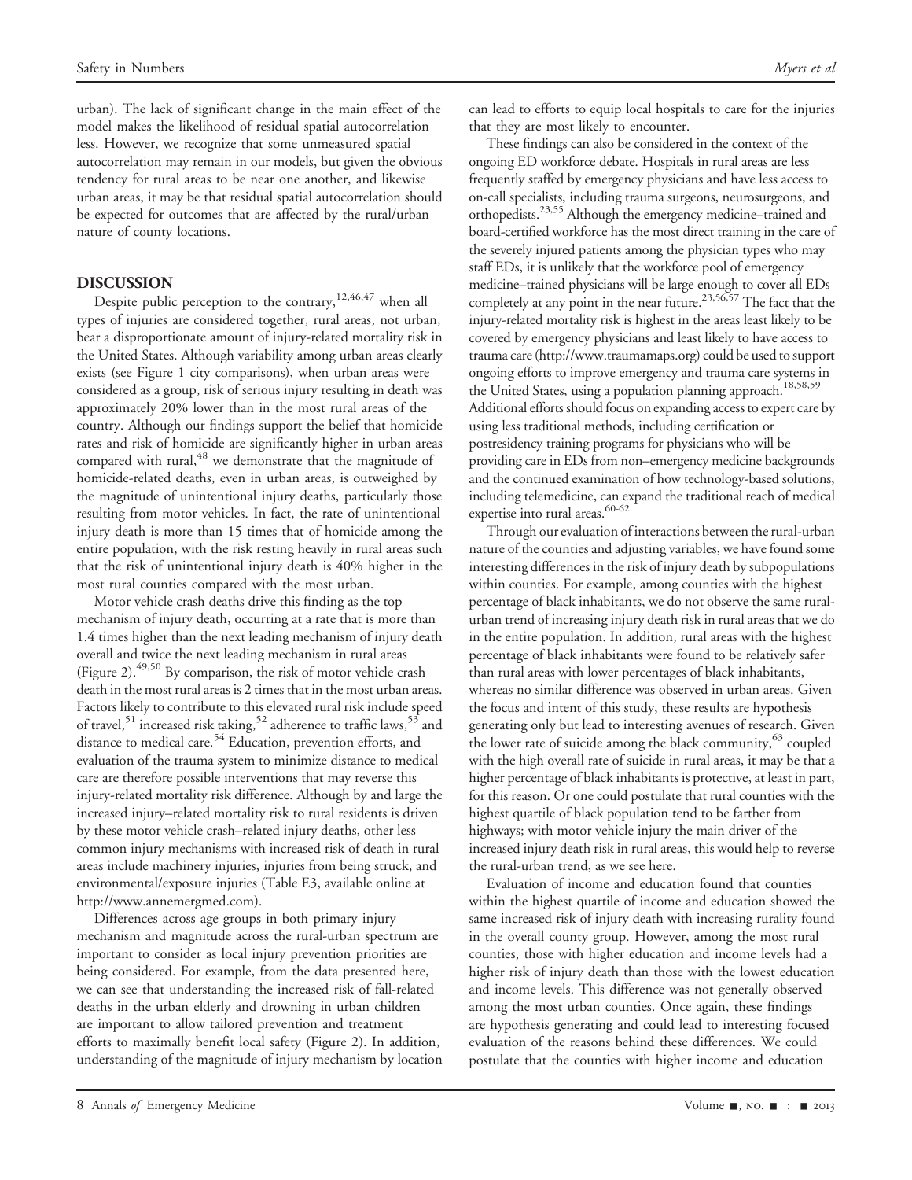urban). The lack of significant change in the main effect of the model makes the likelihood of residual spatial autocorrelation less. However, we recognize that some unmeasured spatial autocorrelation may remain in our models, but given the obvious tendency for rural areas to be near one another, and likewise urban areas, it may be that residual spatial autocorrelation should be expected for outcomes that are affected by the rural/urban nature of county locations.

## DISCUSSION

Despite public perception to the contrary,[12,46,47] when all types of injuries are considered together, rural areas, not urban, bear a disproportionate amount of injury-related mortality risk in the United States. Although variability among urban areas clearly exists (see Figure 1 city comparisons), when urban areas were considered as a group, risk of serious injury resulting in death was approximately 20% lower than in the most rural areas of the country. Although our findings support the belief that homicide rates and risk of homicide are significantly higher in urban areas compared with rural,[48] we demonstrate that the magnitude of homicide-related deaths, even in urban areas, is outweighed by the magnitude of unintentional injury deaths, particularly those resulting from motor vehicles. In fact, the rate of unintentional injury death is more than 15 times that of homicide among the entire population, with the risk resting heavily in rural areas such that the risk of unintentional injury death is 40% higher in the most rural counties compared with the most urban.

Motor vehicle crash deaths drive this finding as the top mechanism of injury death, occurring at a rate that is more than 1.4 times higher than the next leading mechanism of injury death overall and twice the next leading mechanism in rural areas (Figure 2).[49,50] By comparison, the risk of motor vehicle crash death in the most rural areas is 2 times that in the most urban areas. Factors likely to contribute to this elevated rural risk include speed of travel,[51] increased risk taking,[52] adherence to traffic laws,[53] and distance to medical care.[54] Education, prevention efforts, and evaluation of the trauma system to minimize distance to medical care are therefore possible interventions that may reverse this injury-related mortality risk difference. Although by and large the increased injury–related mortality risk to rural residents is driven by these motor vehicle crash–related injury deaths, other less common injury mechanisms with increased risk of death in rural areas include machinery injuries, injuries from being struck, and environmental/exposure injuries (Table E3, available online at http://www.annemergmed.com).

Differences across age groups in both primary injury mechanism and magnitude across the rural-urban spectrum are important to consider as local injury prevention priorities are being considered. For example, from the data presented here, we can see that understanding the increased risk of fall-related deaths in the urban elderly and drowning in urban children are important to allow tailored prevention and treatment efforts to maximally benefit local safety (Figure 2). In addition, understanding of the magnitude of injury mechanism by location can lead to efforts to equip local hospitals to care for the injuries that they are most likely to encounter.

These findings can also be considered in the context of the ongoing ED workforce debate. Hospitals in rural areas are less frequently staffed by emergency physicians and have less access to on-call specialists, including trauma surgeons, neurosurgeons, and orthopedists.[23,55] Although the emergency medicine–trained and board-certified workforce has the most direct training in the care of the severely injured patients among the physician types who may staff EDs, it is unlikely that the workforce pool of emergency medicine–trained physicians will be large enough to cover all EDs completely at any point in the near future.[23,56,57] The fact that the injury-related mortality risk is highest in the areas least likely to be covered by emergency physicians and least likely to have access to trauma care (http://www.traumamaps.org) could be used to support ongoing efforts to improve emergency and trauma care systems in the United States, using a population planning approach.[18,58,59] Additional efforts should focus on expanding access to expert care by using less traditional methods, including certification or postresidency training programs for physicians who will be providing care in EDs from non–emergency medicine backgrounds and the continued examination of how technology-based solutions, including telemedicine, can expand the traditional reach of medical expertise into rural areas.[60-62]

Through our evaluation of interactions between the rural-urban nature of the counties and adjusting variables, we have found some interesting differences in the risk of injury death by subpopulations within counties. For example, among counties with the highest percentage of black inhabitants, we do not observe the same rural-urban trend of increasing injury death risk in rural areas that we do in the entire population. In addition, rural areas with the highest percentage of black inhabitants were found to be relatively safer than rural areas with lower percentages of black inhabitants, whereas no similar difference was observed in urban areas. Given the focus and intent of this study, these results are hypothesis generating only but lead to interesting avenues of research. Given the lower rate of suicide among the black community,[63] coupled with the high overall rate of suicide in rural areas, it may be that a higher percentage of black inhabitants is protective, at least in part, for this reason. Or one could postulate that rural counties with the highest quartile of black population tend to be farther from highways; with motor vehicle injury the main driver of the increased injury death risk in rural areas, this would help to reverse the rural-urban trend, as we see here.

Evaluation of income and education found that counties within the highest quartile of income and education showed the same increased risk of injury death with increasing rurality found in the overall county group. However, among the most rural counties, those with higher education and income levels had a higher risk of injury death than those with the lowest education and income levels. This difference was not generally observed among the most urban counties. Once again, these findings are hypothesis generating and could lead to interesting focused evaluation of the reasons behind these differences. We could postulate that the counties with higher income and education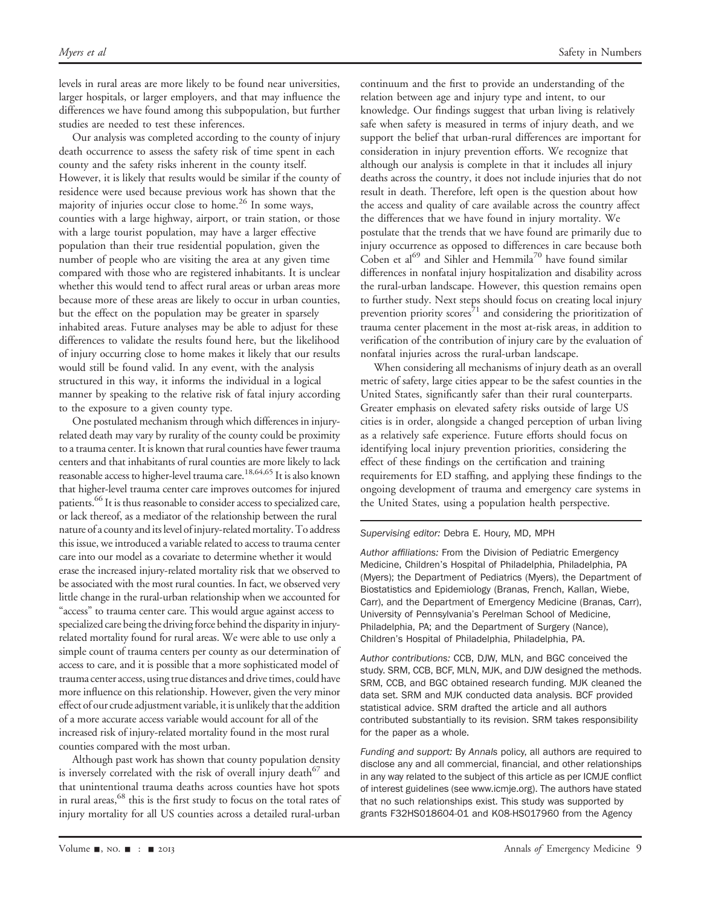levels in rural areas are more likely to be found near universities, larger hospitals, or larger employers, and that may influence the differences we have found among this subpopulation, but further studies are needed to test these inferences.

Our analysis was completed according to the county of injury death occurrence to assess the safety risk of time spent in each county and the safety risks inherent in the county itself. However, it is likely that results would be similar if the county of residence were used because previous work has shown that the majority of injuries occur close to home.[26] In some ways, counties with a large highway, airport, or train station, or those with a large tourist population, may have a larger effective population than their true residential population, given the number of people who are visiting the area at any given time compared with those who are registered inhabitants. It is unclear whether this would tend to affect rural areas or urban areas more because more of these areas are likely to occur in urban counties, but the effect on the population may be greater in sparsely inhabited areas. Future analyses may be able to adjust for these differences to validate the results found here, but the likelihood of injury occurring close to home makes it likely that our results would still be found valid. In any event, with the analysis structured in this way, it informs the individual in a logical manner by speaking to the relative risk of fatal injury according to the exposure to a given county type.

One postulated mechanism through which differences in injury-related death may vary by rurality of the county could be proximity to a trauma center. It is known that rural counties have fewer trauma centers and that inhabitants of rural counties are more likely to lack reasonable access to higher-level trauma care.[18,64,65] It is also known that higher-level trauma center care improves outcomes for injured patients.[66] It is thus reasonable to consider access to specialized care, or lack thereof, as a mediator of the relationship between the rural nature of a county and its level of injury-related mortality. To address this issue, we introduced a variable related to access to trauma center care into our model as a covariate to determine whether it would erase the increased injury-related mortality risk that we observed to be associated with the most rural counties. In fact, we observed very little change in the rural-urban relationship when we accounted for "access" to trauma center care. This would argue against access to specialized care being the driving force behind the disparity in injury-related mortality found for rural areas. We were able to use only a simple count of trauma centers per county as our determination of access to care, and it is possible that a more sophisticated model of trauma center access, using true distances and drive times, could have more influence on this relationship. However, given the very minor effect of our crude adjustment variable, it is unlikely that the addition of a more accurate access variable would account for all of the increased risk of injury-related mortality found in the most rural counties compared with the most urban.

Although past work has shown that county population density is inversely correlated with the risk of overall injury death[67] and that unintentional trauma deaths across counties have hot spots in rural areas,[68] this is the first study to focus on the total rates of injury mortality for all US counties across a detailed rural-urban continuum and the first to provide an understanding of the relation between age and injury type and intent, to our knowledge. Our findings suggest that urban living is relatively safe when safety is measured in terms of injury death, and we support the belief that urban-rural differences are important for consideration in injury prevention efforts. We recognize that although our analysis is complete in that it includes all injury deaths across the country, it does not include injuries that do not result in death. Therefore, left open is the question about how the access and quality of care available across the country affect the differences that we have found in injury mortality. We postulate that the trends that we have found are primarily due to injury occurrence as opposed to differences in care because both Coben et al[69] and Sihler and Hemmila[70] have found similar differences in nonfatal injury hospitalization and disability across the rural-urban landscape. However, this question remains open to further study. Next steps should focus on creating local injury prevention priority scores[71] and considering the prioritization of trauma center placement in the most at-risk areas, in addition to verification of the contribution of injury care by the evaluation of nonfatal injuries across the rural-urban landscape.

When considering all mechanisms of injury death as an overall metric of safety, large cities appear to be the safest counties in the United States, significantly safer than their rural counterparts. Greater emphasis on elevated safety risks outside of large US cities is in order, alongside a changed perception of urban living as a relatively safe experience. Future efforts should focus on identifying local injury prevention priorities, considering the effect of these findings on the certification and training requirements for ED staffing, and applying these findings to the ongoing development of trauma and emergency care systems in the United States, using a population health perspective.

*Supervising editor:* Debra E. Houry, MD, MPH

*Author affiliations:* From the Division of Pediatric Emergency Medicine, Children's Hospital of Philadelphia, Philadelphia, PA (Myers); the Department of Pediatrics (Myers), the Department of Biostatistics and Epidemiology (Branas, French, Kallan, Wiebe, Carr), and the Department of Emergency Medicine (Branas, Carr), University of Pennsylvania's Perelman School of Medicine, Philadelphia, PA; and the Department of Surgery (Nance), Children's Hospital of Philadelphia, Philadelphia, PA.

*Author contributions:* CCB, DJW, MLN, and BGC conceived the study. SRM, CCB, BCF, MLN, MJK, and DJW designed the methods. SRM, CCB, and BGC obtained research funding. MJK cleaned the data set. SRM and MJK conducted data analysis. BCF provided statistical advice. SRM drafted the article and all authors contributed substantially to its revision. SRM takes responsibility for the paper as a whole.

*Funding and support:* By *Annals* policy, all authors are required to disclose any and all commercial, financial, and other relationships in any way related to the subject of this article as per ICMJE conflict of interest guidelines (see www.icmje.org). The authors have stated that no such relationships exist. This study was supported by grants F32HS018604-01 and K08-HS017960 from the Agency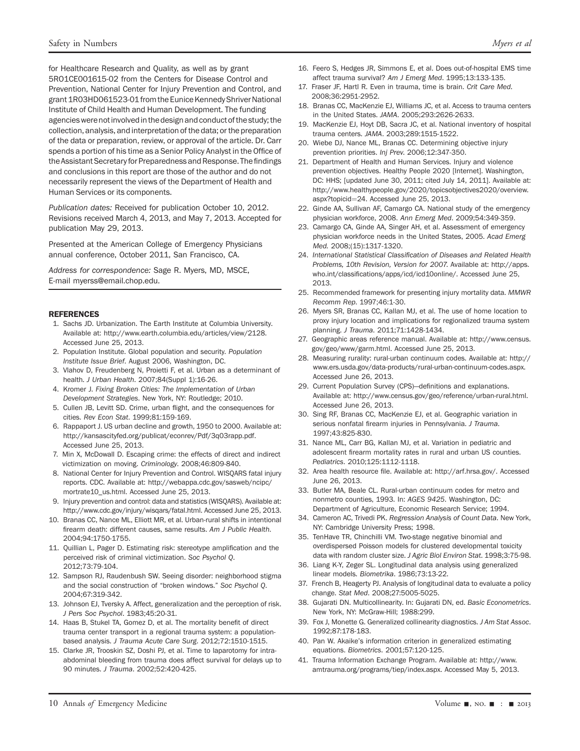for Healthcare Research and Quality, as well as by grant 5R01CE001615-02 from the Centers for Disease Control and Prevention, National Center for Injury Prevention and Control, and grant 1R03HD061523-01 from the Eunice Kennedy Shriver National Institute of Child Health and Human Development. The funding agencies were not involved in the design and conduct of the study; the collection, analysis, and interpretation of the data; or the preparation of the data or preparation, review, or approval of the article. Dr. Carr spends a portion of his time as a Senior Policy Analyst in the Office of the Assistant Secretary for Preparedness and Response. The findings and conclusions in this report are those of the author and do not necessarily represent the views of the Department of Health and Human Services or its components.

*Publication dates:* Received for publication October 10, 2012. Revisions received March 4, 2013, and May 7, 2013. Accepted for publication May 29, 2013.

Presented at the American College of Emergency Physicians annual conference, October 2011, San Francisco, CA.

*Address for correspondence:* Sage R. Myers, MD, MSCE, E-mail myerss@email.chop.edu.

## REFERENCES

1. Sachs JD. Urbanization. The Earth Institute at Columbia University. Available at: http://www.earth.columbia.edu/articles/view/2128. Accessed June 25, 2013.
2. Population Institute. Global population and security. *Population Institute Issue Brief*. August 2006, Washington, DC.
3. Vlahov D, Freudenberg N, Proietti F, et al. Urban as a determinant of health. *J Urban Health*. 2007;84(Suppl 1):16-26.
4. Kromer J. *Fixing Broken Cities: The Implementation of Urban Development Strategies*. New York, NY: Routledge; 2010.
5. Cullen JB, Levitt SD. Crime, urban flight, and the consequences for cities. *Rev Econ Stat*. 1999;81:159-169.
6. Rappaport J. US urban decline and growth, 1950 to 2000. Available at: http://kansascityfed.org/publicat/econrev/Pdf/3q03rapp.pdf. Accessed June 25, 2013.
7. Min X, McDowall D. Escaping crime: the effects of direct and indirect victimization on moving. *Criminology*. 2008;46:809-840.
8. National Center for Injury Prevention and Control. WISQARS fatal injury reports. CDC. Available at: http://webappa.cdc.gov/sasweb/ncipc/mortrate10_us.html. Accessed June 25, 2013.
9. Injury prevention and control: data and statistics (WISQARS). Available at: http://www.cdc.gov/injury/wisqars/fatal.html. Accessed June 25, 2013.
10. Branas CC, Nance ML, Elliott MR, et al. Urban-rural shifts in intentional firearm death: different causes, same results. *Am J Public Health*. 2004;94:1750-1755.
11. Quillian L, Pager D. Estimating risk: stereotype amplification and the perceived risk of criminal victimization. *Soc Psychol Q*. 2012;73:79-104.
12. Sampson RJ, Raudenbush SW. Seeing disorder: neighborhood stigma and the social construction of "broken windows." *Soc Psychol Q*. 2004;67:319-342.
13. Johnson EJ, Tversky A. Affect, generalization and the perception of risk. *J Pers Soc Psychol*. 1983;45:20-31.
14. Haas B, Stukel TA, Gomez D, et al. The mortality benefit of direct trauma center transport in a regional trauma system: a population-based analysis. *J Trauma Acute Care Surg*. 2012;72:1510-1515.
15. Clarke JR, Trooskin SZ, Doshi PJ, et al. Time to laparotomy for intra-abdominal bleeding from trauma does affect survival for delays up to 90 minutes. *J Trauma*. 2002;52:420-425.
16. Feero S, Hedges JR, Simmons E, et al. Does out-of-hospital EMS time affect trauma survival? *Am J Emerg Med*. 1995;13:133-135.
17. Fraser JF, Hartl R. Even in trauma, time is brain. *Crit Care Med*. 2008;36:2951-2952.
18. Branas CC, MacKenzie EJ, Williams JC, et al. Access to trauma centers in the United States. *JAMA*. 2005;293:2626-2633.
19. MacKenzie EJ, Hoyt DB, Sacra JC, et al. National inventory of hospital trauma centers. *JAMA*. 2003;289:1515-1522.
20. Wiebe DJ, Nance ML, Branas CC. Determining objective injury prevention priorities. *Inj Prev*. 2006;12:347-350.
21. Department of Health and Human Services. Injury and violence prevention objectives. Healthy People 2020 [Internet]. Washington, DC: HHS; [updated June 30, 2011; cited July 14, 2011]. Available at: http://www.healthypeople.gov/2020/topicsobjectives2020/overview.aspx?topicid=24. Accessed June 25, 2013.
22. Ginde AA, Sullivan AF, Camargo CA. National study of the emergency physician workforce, 2008. *Ann Emerg Med*. 2009;54:349-359.
23. Camargo CA, Ginde AA, Singer AH, et al. Assessment of emergency physician workforce needs in the United States, 2005. *Acad Emerg Med*. 2008;(15):1317-1320.
24. *International Statistical Classification of Diseases and Related Health Problems, 10th Revision, Version for 2007*. Available at: http://apps.who.int/classifications/apps/icd/icd10online/. Accessed June 25, 2013.
25. Recommended framework for presenting injury mortality data. *MMWR Recomm Rep*. 1997;46:1-30.
26. Myers SR, Branas CC, Kallan MJ, et al. The use of home location to proxy injury location and implications for regionalized trauma system planning. *J Trauma*. 2011;71:1428-1434.
27. Geographic areas reference manual. Available at: http://www.census.gov/geo/www/garm.html. Accessed June 25, 2013.
28. Measuring rurality: rural-urban continuum codes. Available at: http://www.ers.usda.gov/data-products/rural-urban-continuum-codes.aspx. Accessed June 26, 2013.
29. Current Population Survey (CPS)—definitions and explanations. Available at: http://www.census.gov/geo/reference/urban-rural.html. Accessed June 26, 2013.
30. Sing RF, Branas CC, MacKenzie EJ, et al. Geographic variation in serious nonfatal firearm injuries in Pennsylvania. *J Trauma*. 1997;43:825-830.
31. Nance ML, Carr BG, Kallan MJ, et al. Variation in pediatric and adolescent firearm mortality rates in rural and urban US counties. *Pediatrics*. 2010;125:1112-1118.
32. Area health resource file. Available at: http://arf.hrsa.gov/. Accessed June 26, 2013.
33. Butler MA, Beale CL. Rural-urban continuum codes for metro and nonmetro counties, 1993. In: *AGES 9425*. Washington, DC: Department of Agriculture, Economic Research Service; 1994.
34. Cameron AC, Trivedi PK. *Regression Analysis of Count Data*. New York, NY: Cambridge University Press; 1998.
35. TenHave TR, Chinchilli VM. Two-stage negative binomial and overdispersed Poisson models for clustered developmental toxicity data with random cluster size. *J Agric Biol Environ Stat*. 1998;3:75-98.
36. Liang K-Y, Zeger SL. Longitudinal data analysis using generalized linear models. *Biometrika*. 1986;73:13-22.
37. French B, Heagerty PJ. Analysis of longitudinal data to evaluate a policy change. *Stat Med*. 2008;27:5005-5025.
38. Gujarati DN. Multicollinearity. In: Gujarati DN, ed. *Basic Econometrics*. New York, NY: McGraw-Hill; 1988:299.
39. Fox J, Monette G. Generalized collinearity diagnostics. *J Am Stat Assoc*. 1992;87:178-183.
40. Pan W. Akaike's information criterion in generalized estimating equations. *Biometrics*. 2001;57:120-125.
41. Trauma Information Exchange Program. Available at: http://www.amtrauma.org/programs/tiep/index.aspx. Accessed May 5, 2013.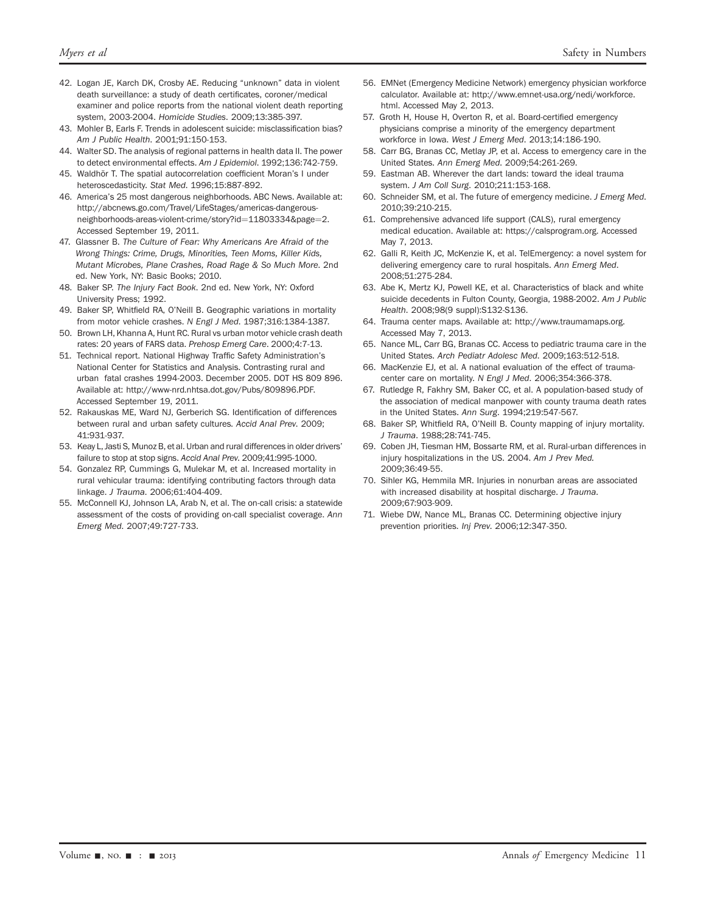42. Logan JE, Karch DK, Crosby AE. Reducing "unknown" data in violent death surveillance: a study of death certificates, coroner/medical examiner and police reports from the national violent death reporting system, 2003-2004. *Homicide Studies*. 2009;13:385-397.
43. Mohler B, Earls F. Trends in adolescent suicide: misclassification bias? *Am J Public Health*. 2001;91:150-153.
44. Walter SD. The analysis of regional patterns in health data II. The power to detect environmental effects. *Am J Epidemiol*. 1992;136:742-759.
45. Waldhör T. The spatial autocorrelation coefficient Moran's I under heteroscedasticity. *Stat Med*. 1996;15:887-892.
46. America's 25 most dangerous neighborhoods. ABC News. Available at: http://abcnews.go.com/Travel/LifeStages/americas-dangerous-neighborhoods-areas-violent-crime/story?id=11803334&page=2. Accessed September 19, 2011.
47. Glassner B. *The Culture of Fear: Why Americans Are Afraid of the Wrong Things: Crime, Drugs, Minorities, Teen Moms, Killer Kids, Mutant Microbes, Plane Crashes, Road Rage & So Much More*. 2nd ed. New York, NY: Basic Books; 2010.
48. Baker SP. *The Injury Fact Book*. 2nd ed. New York, NY: Oxford University Press; 1992.
49. Baker SP, Whitfield RA, O'Neill B. Geographic variations in mortality from motor vehicle crashes. *N Engl J Med*. 1987;316:1384-1387.
50. Brown LH, Khanna A, Hunt RC. Rural vs urban motor vehicle crash death rates: 20 years of FARS data. *Prehosp Emerg Care*. 2000;4:7-13.
51. Technical report. National Highway Traffic Safety Administration's National Center for Statistics and Analysis. Contrasting rural and urban fatal crashes 1994-2003. December 2005. DOT HS 809 896. Available at: http://www-nrd.nhtsa.dot.gov/Pubs/809896.PDF. Accessed September 19, 2011.
52. Rakauskas ME, Ward NJ, Gerberich SG. Identification of differences between rural and urban safety cultures. *Accid Anal Prev*. 2009; 41:931-937.
53. Keay L, Jasti S, Munoz B, et al. Urban and rural differences in older drivers' failure to stop at stop signs. *Accid Anal Prev*. 2009;41:995-1000.
54. Gonzalez RP, Cummings G, Mulekar M, et al. Increased mortality in rural vehicular trauma: identifying contributing factors through data linkage. *J Trauma*. 2006;61:404-409.
55. McConnell KJ, Johnson LA, Arab N, et al. The on-call crisis: a statewide assessment of the costs of providing on-call specialist coverage. *Ann Emerg Med*. 2007;49:727-733.
56. EMNet (Emergency Medicine Network) emergency physician workforce calculator. Available at: http://www.emnet-usa.org/nedi/workforce.html. Accessed May 2, 2013.
57. Groth H, House H, Overton R, et al. Board-certified emergency physicians comprise a minority of the emergency department workforce in Iowa. *West J Emerg Med*. 2013;14:186-190.
58. Carr BG, Branas CC, Metlay JP, et al. Access to emergency care in the United States. *Ann Emerg Med*. 2009;54:261-269.
59. Eastman AB. Wherever the dart lands: toward the ideal trauma system. *J Am Coll Surg*. 2010;211:153-168.
60. Schneider SM, et al. The future of emergency medicine. *J Emerg Med*. 2010;39:210-215.
61. Comprehensive advanced life support (CALS), rural emergency medical education. Available at: https://calsprogram.org. Accessed May 7, 2013.
62. Galli R, Keith JC, McKenzie K, et al. TelEmergency: a novel system for delivering emergency care to rural hospitals. *Ann Emerg Med*. 2008;51:275-284.
63. Abe K, Mertz KJ, Powell KE, et al. Characteristics of black and white suicide decedents in Fulton County, Georgia, 1988-2002. *Am J Public Health*. 2008;98(9 suppl):S132-S136.
64. Trauma center maps. Available at: http://www.traumamaps.org. Accessed May 7, 2013.
65. Nance ML, Carr BG, Branas CC. Access to pediatric trauma care in the United States. *Arch Pediatr Adolesc Med*. 2009;163:512-518.
66. MacKenzie EJ, et al. A national evaluation of the effect of trauma-center care on mortality. *N Engl J Med*. 2006;354:366-378.
67. Rutledge R, Fakhry SM, Baker CC, et al. A population-based study of the association of medical manpower with county trauma death rates in the United States. *Ann Surg*. 1994;219:547-567.
68. Baker SP, Whitfield RA, O'Neill B. County mapping of injury mortality. *J Trauma*. 1988;28:741-745.
69. Coben JH, Tiesman HM, Bossarte RM, et al. Rural-urban differences in injury hospitalizations in the US. 2004. *Am J Prev Med*. 2009;36:49-55.
70. Sihler KG, Hemmila MR. Injuries in nonurban areas are associated with increased disability at hospital discharge. *J Trauma*. 2009;67:903-909.
71. Wiebe DW, Nance ML, Branas CC. Determining objective injury prevention priorities. *Inj Prev*. 2006;12:347-350.